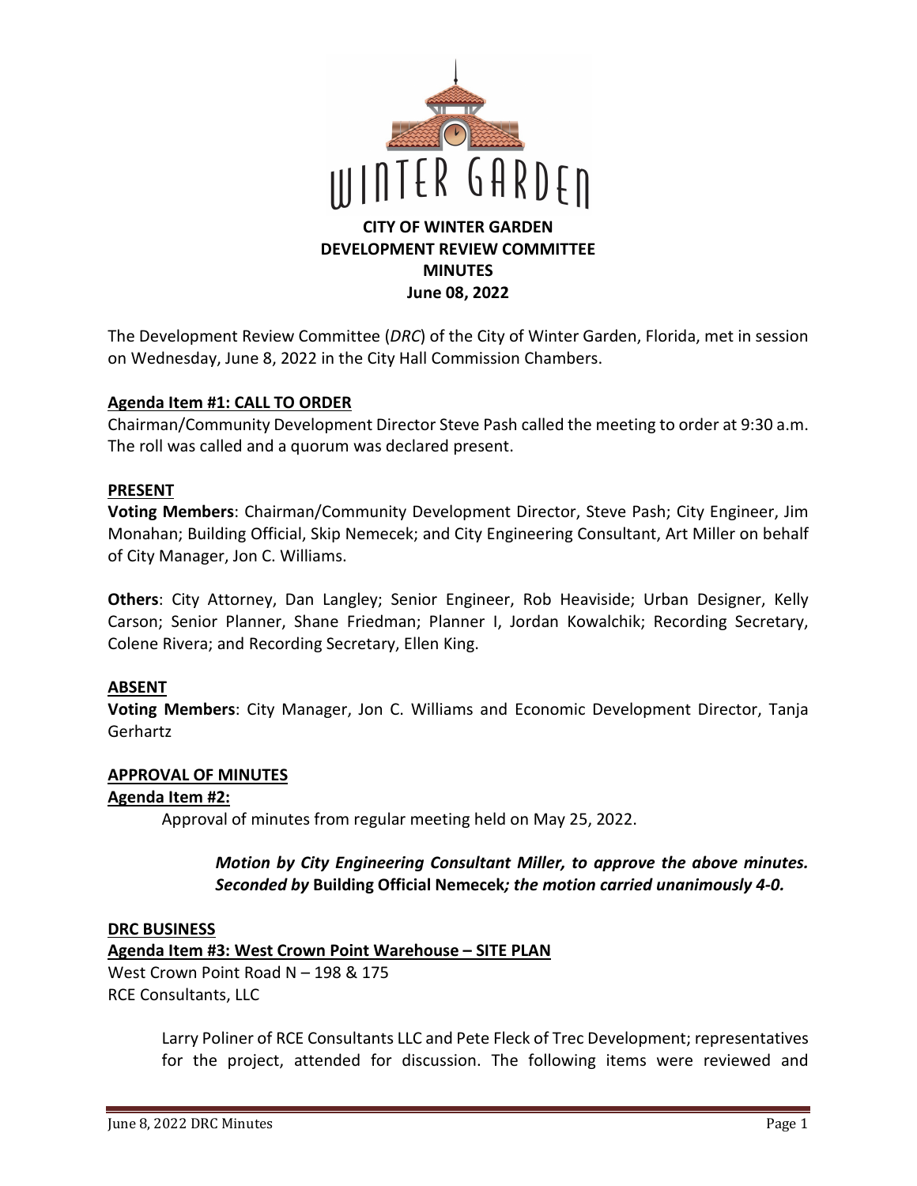# CITY OF WINTER GARDEN
## DEVELOPMENT REVIEW COMMITTEE
## MINUTES
## June 08, 2022

The Development Review Committee (*DRC*) of the City of Winter Garden, Florida, met in session on Wednesday, June 8, 2022 in the City Hall Commission Chambers.

**Agenda Item #1: CALL TO ORDER**

Chairman/Community Development Director Steve Pash called the meeting to order at 9:30 a.m. The roll was called and a quorum was declared present.

**PRESENT**

**Voting Members**: Chairman/Community Development Director, Steve Pash; City Engineer, Jim Monahan; Building Official, Skip Nemecek; and City Engineering Consultant, Art Miller on behalf of City Manager, Jon C. Williams.

**Others**: City Attorney, Dan Langley; Senior Engineer, Rob Heaviside; Urban Designer, Kelly Carson; Senior Planner, Shane Friedman; Planner I, Jordan Kowalchik; Recording Secretary, Colene Rivera; and Recording Secretary, Ellen King.

**ABSENT**

**Voting Members**: City Manager, Jon C. Williams and Economic Development Director, Tanja Gerhartz

**APPROVAL OF MINUTES**

**Agenda Item #2:**

Approval of minutes from regular meeting held on May 25, 2022.

> ***Motion by City Engineering Consultant Miller, to approve the above minutes. Seconded by* Building Official Nemecek*; the motion carried unanimously 4-0.***

**DRC BUSINESS**

**Agenda Item #3: West Crown Point Warehouse – SITE PLAN**

West Crown Point Road N – 198 & 175
RCE Consultants, LLC

Larry Poliner of RCE Consultants LLC and Pete Fleck of Trec Development; representatives for the project, attended for discussion. The following items were reviewed and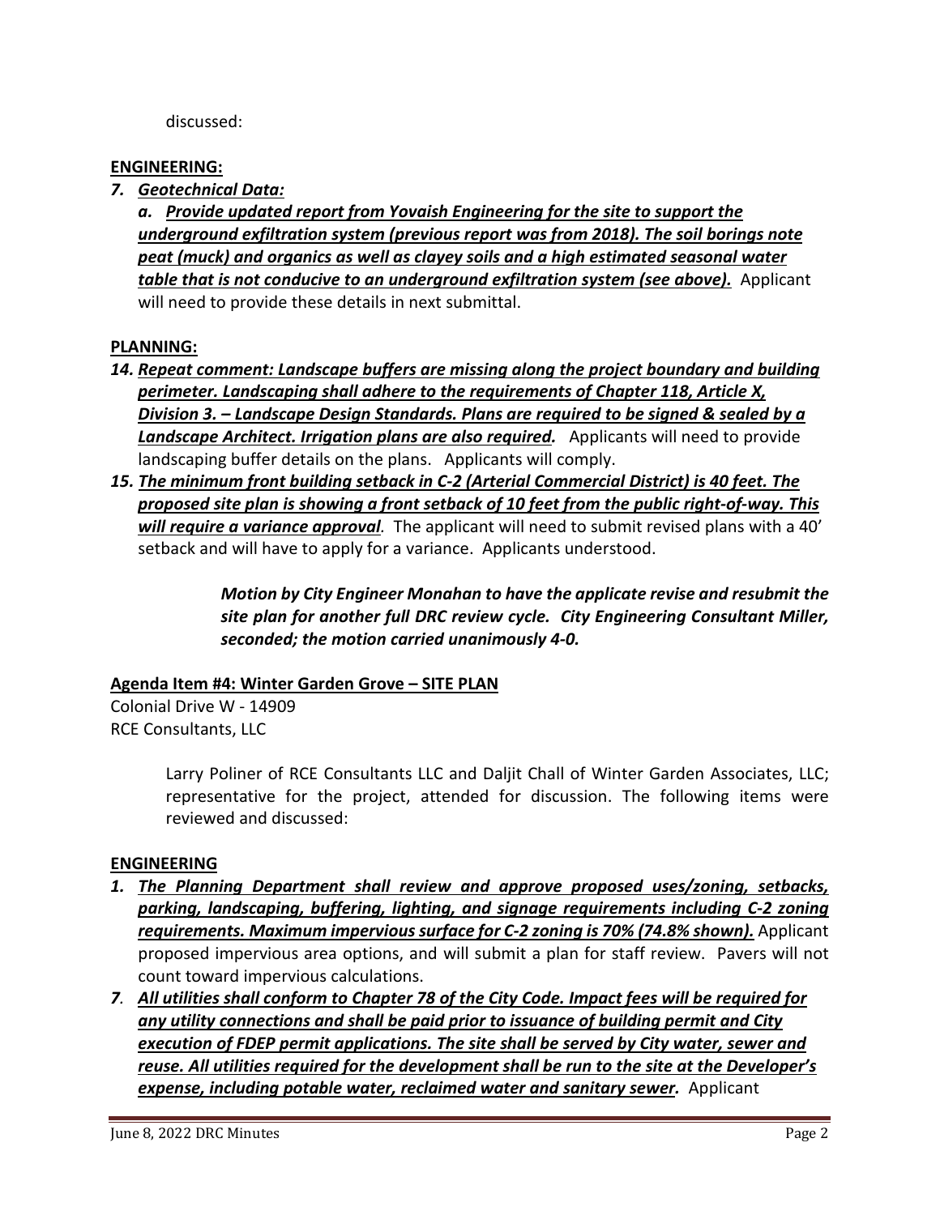discussed:

**ENGINEERING:**

7. ***Geotechnical Data:***

   ***a. Provide updated report from Yovaish Engineering for the site to support the underground exfiltration system (previous report was from 2018). The soil borings note peat (muck) and organics as well as clayey soils and a high estimated seasonal water table that is not conducive to an underground exfiltration system (see above).*** Applicant will need to provide these details in next submittal.

**PLANNING:**

14. ***Repeat comment: Landscape buffers are missing along the project boundary and building perimeter. Landscaping shall adhere to the requirements of Chapter 118, Article X, Division 3. – Landscape Design Standards. Plans are required to be signed & sealed by a Landscape Architect. Irrigation plans are also required.*** Applicants will need to provide landscaping buffer details on the plans. Applicants will comply.

15. ***The minimum front building setback in C-2 (Arterial Commercial District) is 40 feet. The proposed site plan is showing a front setback of 10 feet from the public right-of-way. This will require a variance approval.*** The applicant will need to submit revised plans with a 40' setback and will have to apply for a variance. Applicants understood.

> ***Motion by City Engineer Monahan to have the applicate revise and resubmit the site plan for another full DRC review cycle. City Engineering Consultant Miller, seconded; the motion carried unanimously 4-0.***

**Agenda Item #4: Winter Garden Grove – SITE PLAN**

Colonial Drive W - 14909
RCE Consultants, LLC

> Larry Poliner of RCE Consultants LLC and Daljit Chall of Winter Garden Associates, LLC; representative for the project, attended for discussion. The following items were reviewed and discussed:

**ENGINEERING**

1. ***The Planning Department shall review and approve proposed uses/zoning, setbacks, parking, landscaping, buffering, lighting, and signage requirements including C-2 zoning requirements. Maximum impervious surface for C-2 zoning is 70% (74.8% shown).*** Applicant proposed impervious area options, and will submit a plan for staff review. Pavers will not count toward impervious calculations.

7. ***All utilities shall conform to Chapter 78 of the City Code. Impact fees will be required for any utility connections and shall be paid prior to issuance of building permit and City execution of FDEP permit applications. The site shall be served by City water, sewer and reuse. All utilities required for the development shall be run to the site at the Developer's expense, including potable water, reclaimed water and sanitary sewer.*** Applicant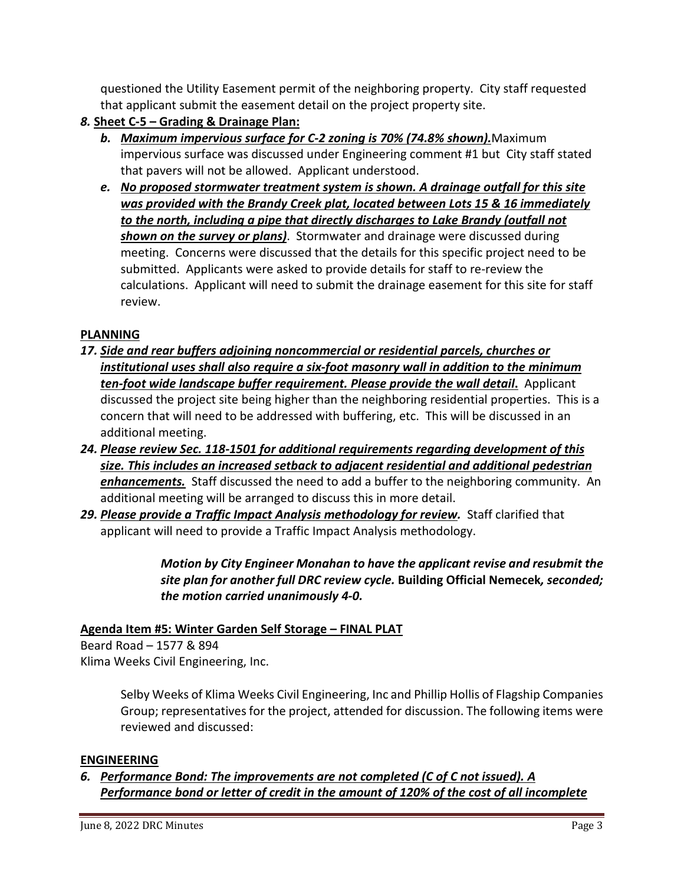questioned the Utility Easement permit of the neighboring property. City staff requested that applicant submit the easement detail on the project property site.

*8.* **Sheet C-5 – Grading & Drainage Plan:**

- ***b. Maximum impervious surface for C-2 zoning is 70% (74.8% shown).*** Maximum impervious surface was discussed under Engineering comment #1 but City staff stated that pavers will not be allowed. Applicant understood.
- ***e. No proposed stormwater treatment system is shown. A drainage outfall for this site was provided with the Brandy Creek plat, located between Lots 15 & 16 immediately to the north, including a pipe that directly discharges to Lake Brandy (outfall not shown on the survey or plans)***. Stormwater and drainage were discussed during meeting. Concerns were discussed that the details for this specific project need to be submitted. Applicants were asked to provide details for staff to re-review the calculations. Applicant will need to submit the drainage easement for this site for staff review.

**PLANNING**

***17. Side and rear buffers adjoining noncommercial or residential parcels, churches or institutional uses shall also require a six-foot masonry wall in addition to the minimum ten-foot wide landscape buffer requirement. Please provide the wall detail.*** Applicant discussed the project site being higher than the neighboring residential properties. This is a concern that will need to be addressed with buffering, etc. This will be discussed in an additional meeting.

***24. Please review Sec. 118-1501 for additional requirements regarding development of this size. This includes an increased setback to adjacent residential and additional pedestrian enhancements.*** Staff discussed the need to add a buffer to the neighboring community. An additional meeting will be arranged to discuss this in more detail.

***29. Please provide a Traffic Impact Analysis methodology for review.*** Staff clarified that applicant will need to provide a Traffic Impact Analysis methodology.

> ***Motion by City Engineer Monahan to have the applicant revise and resubmit the site plan for another full DRC review cycle.* Building Official Nemecek*, seconded; the motion carried unanimously 4-0.***

**Agenda Item #5: Winter Garden Self Storage – FINAL PLAT**

Beard Road – 1577 & 894
Klima Weeks Civil Engineering, Inc.

> Selby Weeks of Klima Weeks Civil Engineering, Inc and Phillip Hollis of Flagship Companies Group; representatives for the project, attended for discussion. The following items were reviewed and discussed:

**ENGINEERING**

***6. Performance Bond: The improvements are not completed (C of C not issued). A Performance bond or letter of credit in the amount of 120% of the cost of all incomplete***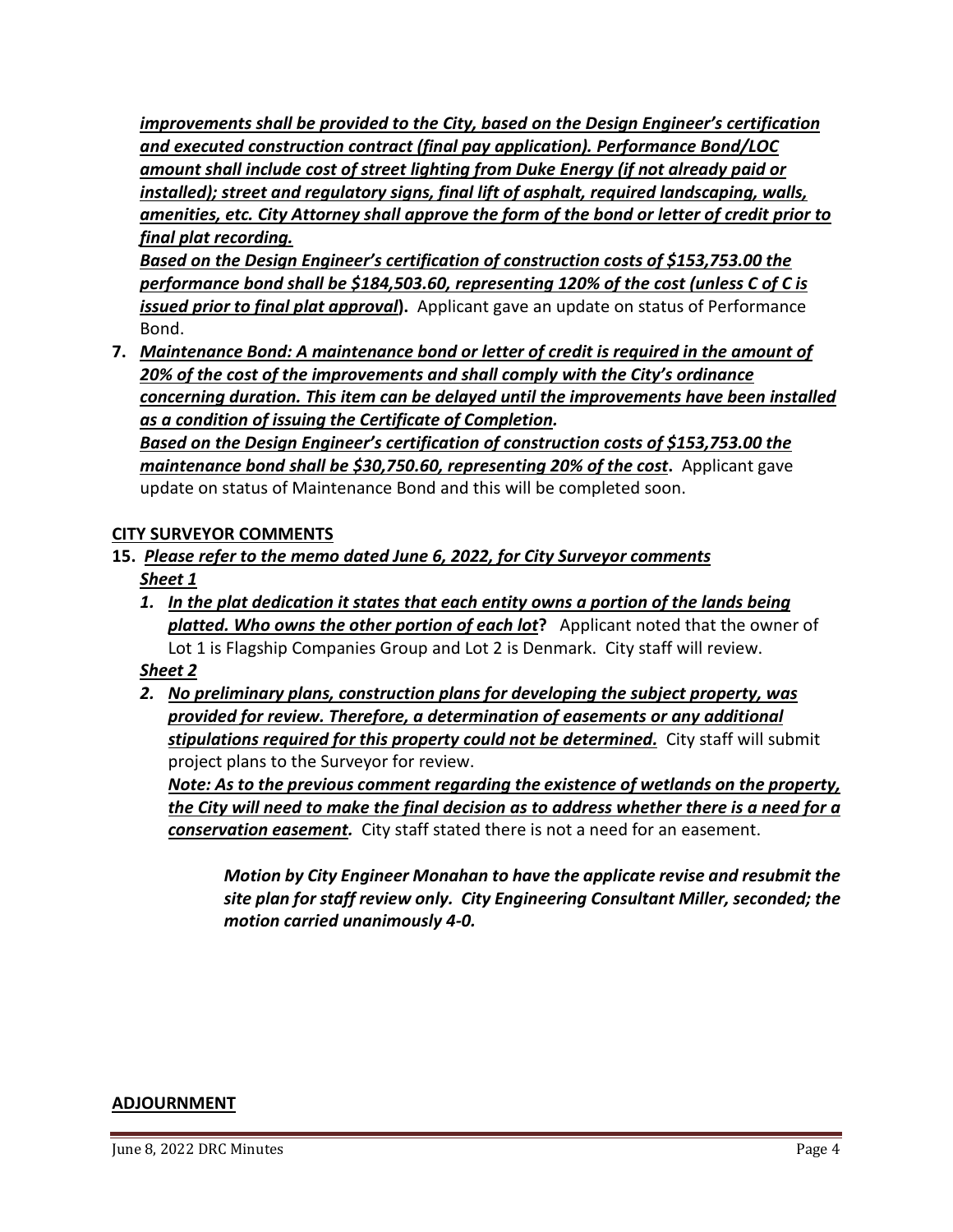***improvements shall be provided to the City, based on the Design Engineer's certification and executed construction contract (final pay application). Performance Bond/LOC amount shall include cost of street lighting from Duke Energy (if not already paid or installed); street and regulatory signs, final lift of asphalt, required landscaping, walls, amenities, etc. City Attorney shall approve the form of the bond or letter of credit prior to final plat recording.***

***Based on the Design Engineer's certification of construction costs of $153,753.00 the performance bond shall be $184,503.60, representing 120% of the cost (unless C of C is issued prior to final plat approval*****).** Applicant gave an update on status of Performance Bond.

7. ***Maintenance Bond: A maintenance bond or letter of credit is required in the amount of 20% of the cost of the improvements and shall comply with the City's ordinance concerning duration. This item can be delayed until the improvements have been installed as a condition of issuing the Certificate of Completion.***

   ***Based on the Design Engineer's certification of construction costs of $153,753.00 the maintenance bond shall be $30,750.60, representing 20% of the cost*****.** Applicant gave update on status of Maintenance Bond and this will be completed soon.

**CITY SURVEYOR COMMENTS**

15. ***Please refer to the memo dated June 6, 2022, for City Surveyor comments***

    ***Sheet 1***

    1. ***In the plat dedication it states that each entity owns a portion of the lands being platted. Who owns the other portion of each lot*****?** Applicant noted that the owner of Lot 1 is Flagship Companies Group and Lot 2 is Denmark. City staff will review.

    ***Sheet 2***

    2. ***No preliminary plans, construction plans for developing the subject property, was provided for review. Therefore, a determination of easements or any additional stipulations required for this property could not be determined.*** City staff will submit project plans to the Surveyor for review.

       ***Note: As to the previous comment regarding the existence of wetlands on the property, the City will need to make the final decision as to address whether there is a need for a conservation easement.*** City staff stated there is not a need for an easement.

***Motion by City Engineer Monahan to have the applicate revise and resubmit the site plan for staff review only. City Engineering Consultant Miller, seconded; the motion carried unanimously 4-0.***

**ADJOURNMENT**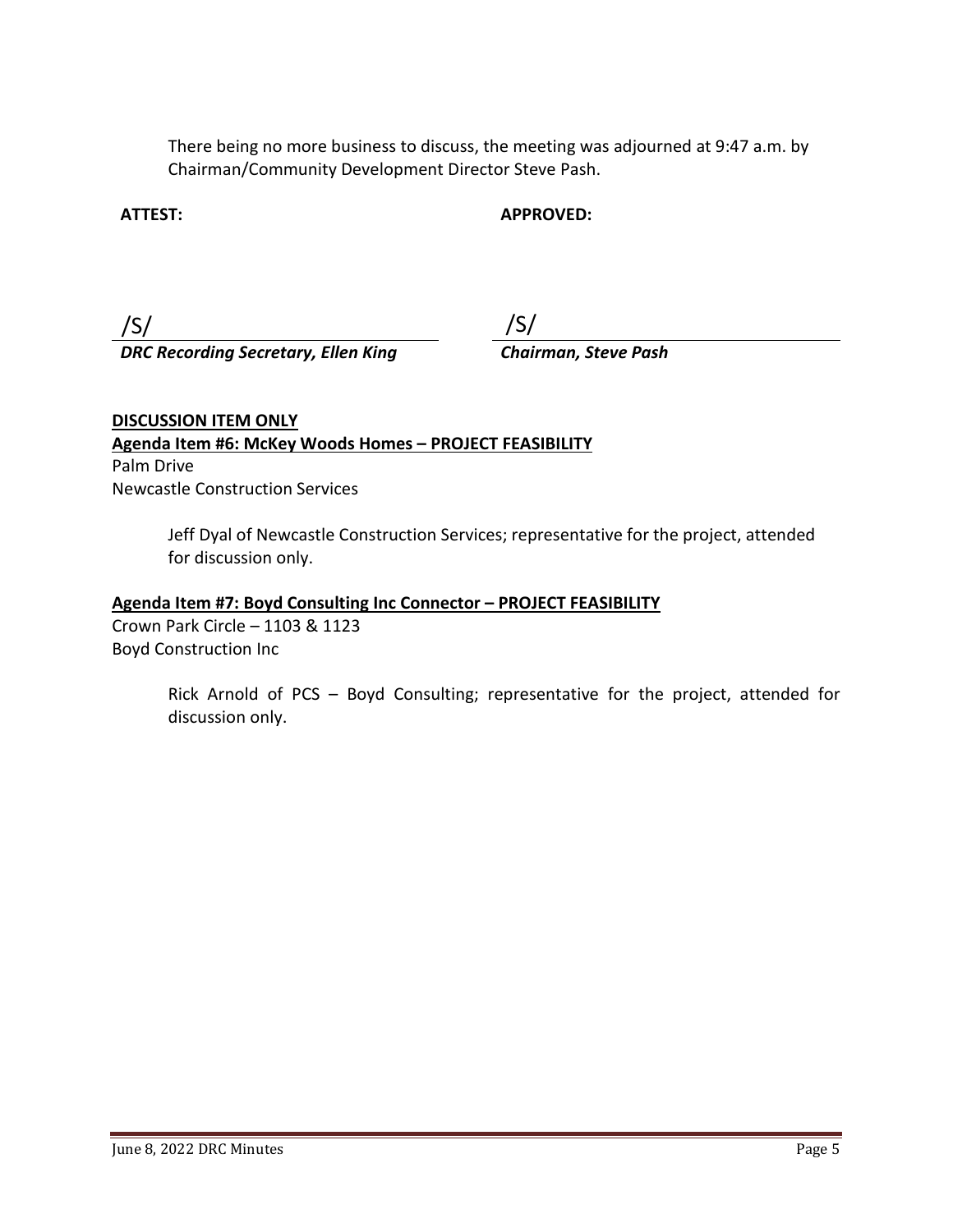There being no more business to discuss, the meeting was adjourned at 9:47 a.m. by Chairman/Community Development Director Steve Pash.

**ATTEST:**

/S/

***DRC Recording Secretary, Ellen King***

**APPROVED:**

/S/

***Chairman, Steve Pash***

**DISCUSSION ITEM ONLY**

**Agenda Item #6: McKey Woods Homes – PROJECT FEASIBILITY**

Palm Drive
Newcastle Construction Services

Jeff Dyal of Newcastle Construction Services; representative for the project, attended for discussion only.

**Agenda Item #7: Boyd Consulting Inc Connector – PROJECT FEASIBILITY**

Crown Park Circle – 1103 & 1123
Boyd Construction Inc

Rick Arnold of PCS – Boyd Consulting; representative for the project, attended for discussion only.